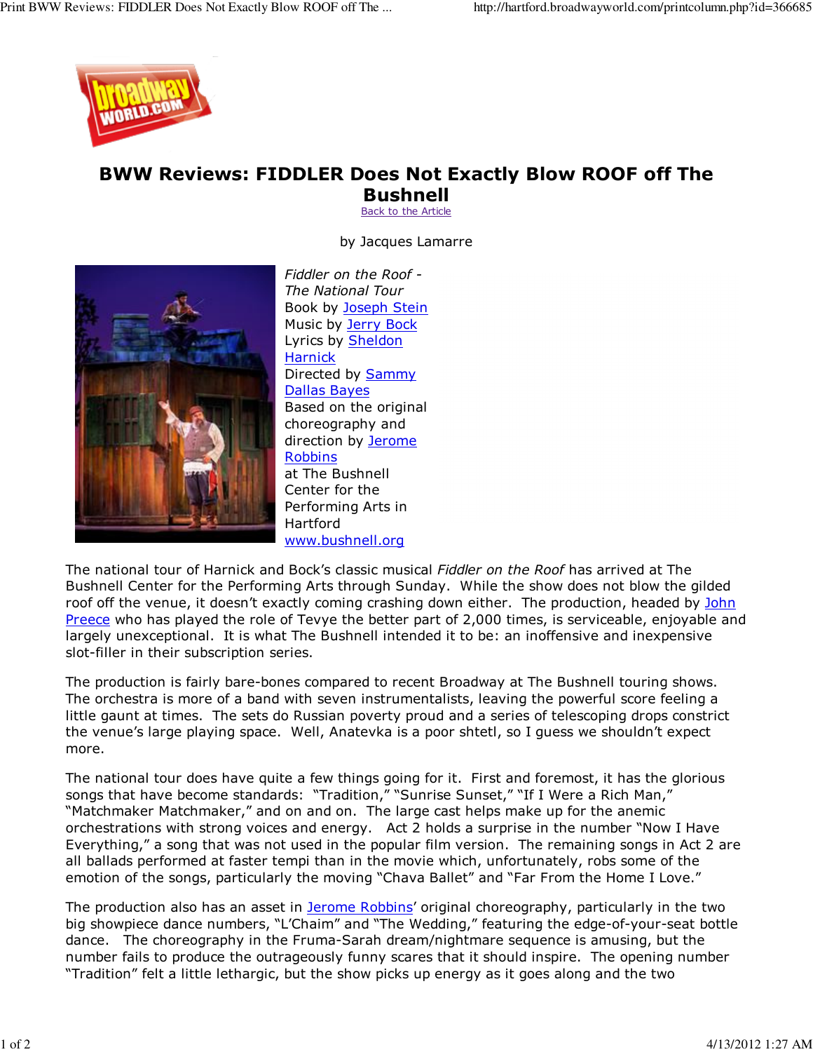# BWW Reviews: FIDDLER Does Not Exactly Blow ROOF off The Bushnell

Back to the Article

by Jacques Lamarre

*Fiddler on the Roof - The National Tour*
Book by Joseph Stein
Music by Jerry Bock
Lyrics by Sheldon Harnick
Directed by Sammy Dallas Bayes
Based on the original choreography and direction by Jerome Robbins
at The Bushnell Center for the Performing Arts in Hartford
www.bushnell.org

The national tour of Harnick and Bock's classic musical *Fiddler on the Roof* has arrived at The Bushnell Center for the Performing Arts through Sunday. While the show does not blow the gilded roof off the venue, it doesn't exactly coming crashing down either. The production, headed by John Preece who has played the role of Tevye the better part of 2,000 times, is serviceable, enjoyable and largely unexceptional. It is what The Bushnell intended it to be: an inoffensive and inexpensive slot-filler in their subscription series.

The production is fairly bare-bones compared to recent Broadway at The Bushnell touring shows. The orchestra is more of a band with seven instrumentalists, leaving the powerful score feeling a little gaunt at times. The sets do Russian poverty proud and a series of telescoping drops constrict the venue's large playing space. Well, Anatevka is a poor shtetl, so I guess we shouldn't expect more.

The national tour does have quite a few things going for it. First and foremost, it has the glorious songs that have become standards: "Tradition," "Sunrise Sunset," "If I Were a Rich Man," "Matchmaker Matchmaker," and on and on. The large cast helps make up for the anemic orchestrations with strong voices and energy. Act 2 holds a surprise in the number "Now I Have Everything," a song that was not used in the popular film version. The remaining songs in Act 2 are all ballads performed at faster tempi than in the movie which, unfortunately, robs some of the emotion of the songs, particularly the moving "Chava Ballet" and "Far From the Home I Love."

The production also has an asset in Jerome Robbins' original choreography, particularly in the two big showpiece dance numbers, "L'Chaim" and "The Wedding," featuring the edge-of-your-seat bottle dance. The choreography in the Fruma-Sarah dream/nightmare sequence is amusing, but the number fails to produce the outrageously funny scares that it should inspire. The opening number "Tradition" felt a little lethargic, but the show picks up energy as it goes along and the two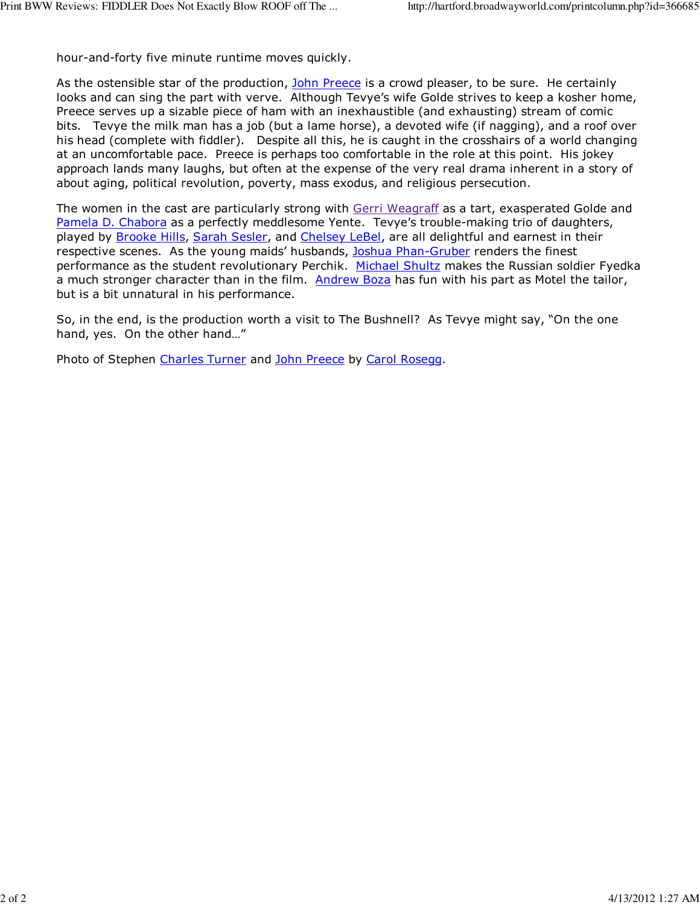hour-and-forty five minute runtime moves quickly.

As the ostensible star of the production, John Preece is a crowd pleaser, to be sure. He certainly looks and can sing the part with verve. Although Tevye's wife Golde strives to keep a kosher home, Preece serves up a sizable piece of ham with an inexhaustible (and exhausting) stream of comic bits. Tevye the milk man has a job (but a lame horse), a devoted wife (if nagging), and a roof over his head (complete with fiddler). Despite all this, he is caught in the crosshairs of a world changing at an uncomfortable pace. Preece is perhaps too comfortable in the role at this point. His jokey approach lands many laughs, but often at the expense of the very real drama inherent in a story of about aging, political revolution, poverty, mass exodus, and religious persecution.

The women in the cast are particularly strong with Gerri Weagraff as a tart, exasperated Golde and Pamela D. Chabora as a perfectly meddlesome Yente. Tevye's trouble-making trio of daughters, played by Brooke Hills, Sarah Sesler, and Chelsey LeBel, are all delightful and earnest in their respective scenes. As the young maids' husbands, Joshua Phan-Gruber renders the finest performance as the student revolutionary Perchik. Michael Shultz makes the Russian soldier Fyedka a much stronger character than in the film. Andrew Boza has fun with his part as Motel the tailor, but is a bit unnatural in his performance.

So, in the end, is the production worth a visit to The Bushnell? As Tevye might say, "On the one hand, yes. On the other hand…"

Photo of Stephen Charles Turner and John Preece by Carol Rosegg.